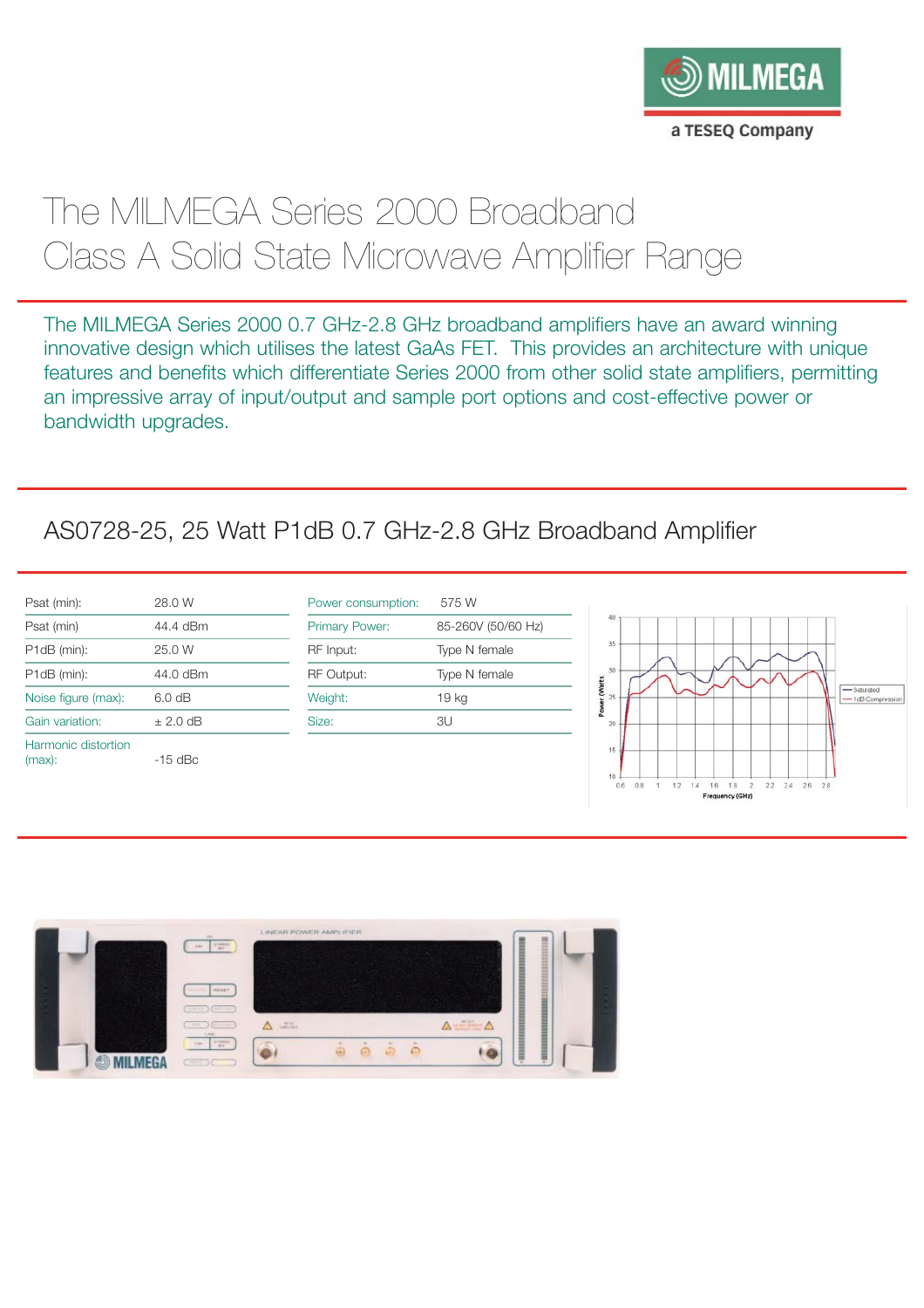# The MILMEGA Series 2000 Broadband Class A Solid State Microwave Amplifier Range

The MILMEGA Series 2000 0.7 GHz-2.8 GHz broadband amplifiers have an award winning innovative design which utilises the latest GaAs FET. This provides an architecture with unique features and benefits which differentiate Series 2000 from other solid state amplifiers, permitting an impressive array of input/output and sample port options and cost-effective power or bandwidth upgrades.

## AS0728-25, 25 Watt P1dB 0.7 GHz-2.8 GHz Broadband Amplifier

| | |
|---|---|
| Psat (min): | 28.0 W |
| Psat (min) | 44.4 dBm |
| P1dB (min): | 25.0 W |
| P1dB (min): | 44.0 dBm |
| Noise figure (max): | 6.0 dB |
| Gain variation: | ± 2.0 dB |
| Harmonic distortion (max): | -15 dBc |

| | |
|---|---|
| Power consumption: | 575 W |
| Primary Power: | 85-260V (50/60 Hz) |
| RF Input: | Type N female |
| RF Output: | Type N female |
| Weight: | 19 kg |
| Size: | 3U |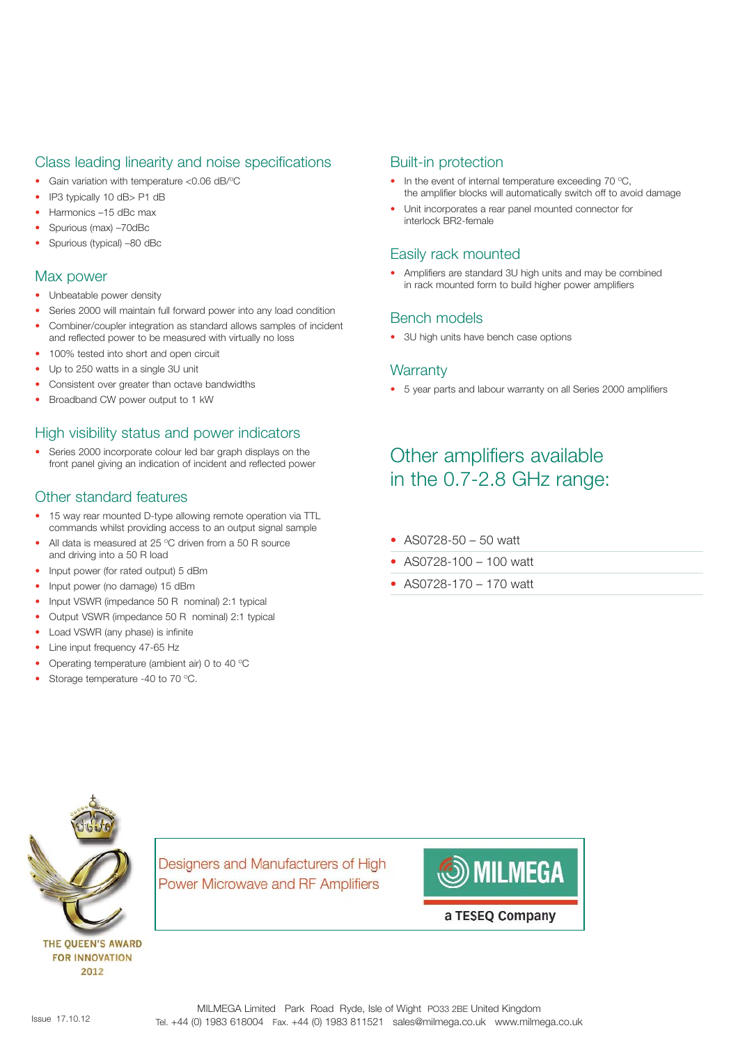## Class leading linearity and noise specifications

- Gain variation with temperature <0.06 dB/°C
- IP3 typically 10 dB> P1 dB
- Harmonics –15 dBc max
- Spurious (max) –70dBc
- Spurious (typical) –80 dBc

## Max power

- Unbeatable power density
- Series 2000 will maintain full forward power into any load condition
- Combiner/coupler integration as standard allows samples of incident and reflected power to be measured with virtually no loss
- 100% tested into short and open circuit
- Up to 250 watts in a single 3U unit
- Consistent over greater than octave bandwidths
- Broadband CW power output to 1 kW

## High visibility status and power indicators

- Series 2000 incorporate colour led bar graph displays on the front panel giving an indication of incident and reflected power

## Other standard features

- 15 way rear mounted D-type allowing remote operation via TTL commands whilst providing access to an output signal sample
- All data is measured at 25 °C driven from a 50 R source and driving into a 50 R load
- Input power (for rated output) 5 dBm
- Input power (no damage) 15 dBm
- Input VSWR (impedance 50 R nominal) 2:1 typical
- Output VSWR (impedance 50 R nominal) 2:1 typical
- Load VSWR (any phase) is infinite
- Line input frequency 47-65 Hz
- Operating temperature (ambient air) 0 to 40 °C
- Storage temperature -40 to 70 °C.

## Built-in protection

- In the event of internal temperature exceeding 70 °C, the amplifier blocks will automatically switch off to avoid damage
- Unit incorporates a rear panel mounted connector for interlock BR2-female

## Easily rack mounted

- Amplifiers are standard 3U high units and may be combined in rack mounted form to build higher power amplifiers

## Bench models

- 3U high units have bench case options

## Warranty

- 5 year parts and labour warranty on all Series 2000 amplifiers

## Other amplifiers available in the 0.7-2.8 GHz range:

- AS0728-50 – 50 watt
- AS0728-100 – 100 watt
- AS0728-170 – 170 watt

THE QUEEN'S AWARD FOR INNOVATION 2012

Designers and Manufacturers of High Power Microwave and RF Amplifiers

MILMEGA

a TESEQ Company

MILMEGA Limited Park Road Ryde, Isle of Wight PO33 2BE United Kingdom
Tel. +44 (0) 1983 618004 Fax. +44 (0) 1983 811521 sales@milmega.co.uk www.milmega.co.uk

Issue 17.10.12